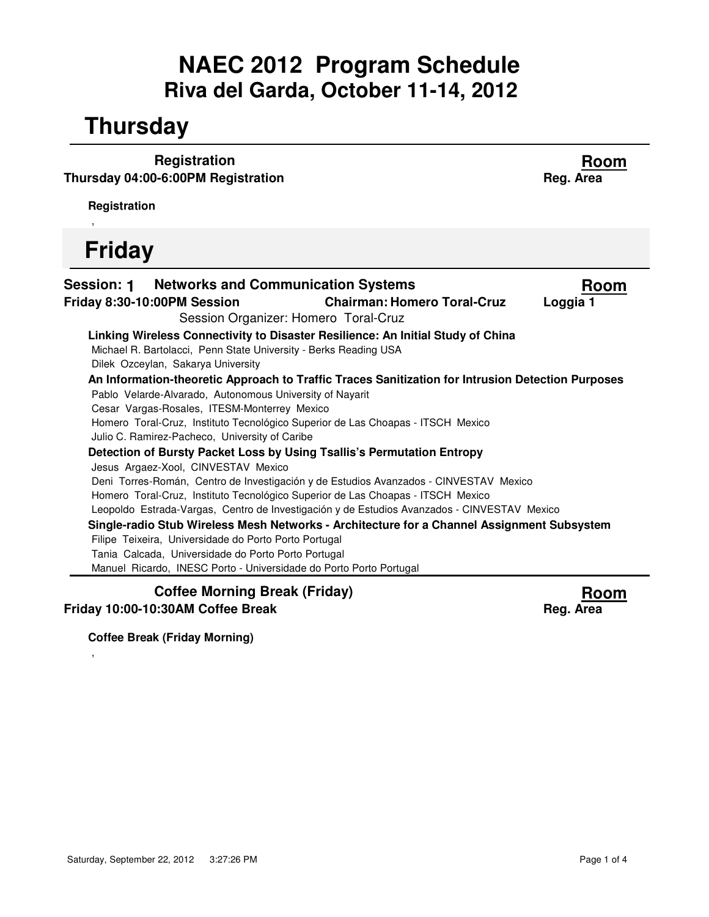# NAEC 2012 Program Schedule
## Riva del Garda, October 11-14, 2012

# Thursday

**Registration** — **Room**

**Thursday 04:00-6:00PM Registration** — **Reg. Area**

**Registration**

,

# Friday

**Session: 1 Networks and Communication Systems** — **Room**

**Friday 8:30-10:00PM Session** **Chairman: Homero Toral-Cruz** **Loggia 1**

Session Organizer: Homero Toral-Cruz

**Linking Wireless Connectivity to Disaster Resilience: An Initial Study of China**

Michael R. Bartolacci, Penn State University - Berks Reading USA
Dilek Ozceylan, Sakarya University

**An Information-theoretic Approach to Traffic Traces Sanitization for Intrusion Detection Purposes**

Pablo Velarde-Alvarado, Autonomous University of Nayarit
Cesar Vargas-Rosales, ITESM-Monterrey Mexico
Homero Toral-Cruz, Instituto Tecnológico Superior de Las Choapas - ITSCH Mexico
Julio C. Ramirez-Pacheco, University of Caribe

**Detection of Bursty Packet Loss by Using Tsallis's Permutation Entropy**

Jesus Argaez-Xool, CINVESTAV Mexico
Deni Torres-Román, Centro de Investigación y de Estudios Avanzados - CINVESTAV Mexico
Homero Toral-Cruz, Instituto Tecnológico Superior de Las Choapas - ITSCH Mexico
Leopoldo Estrada-Vargas, Centro de Investigación y de Estudios Avanzados - CINVESTAV Mexico

**Single-radio Stub Wireless Mesh Networks - Architecture for a Channel Assignment Subsystem**

Filipe Teixeira, Universidade do Porto Porto Portugal
Tania Calcada, Universidade do Porto Porto Portugal
Manuel Ricardo, INESC Porto - Universidade do Porto Porto Portugal

**Coffee Morning Break (Friday)** — **Room**

**Friday 10:00-10:30AM Coffee Break** — **Reg. Area**

**Coffee Break (Friday Morning)**

,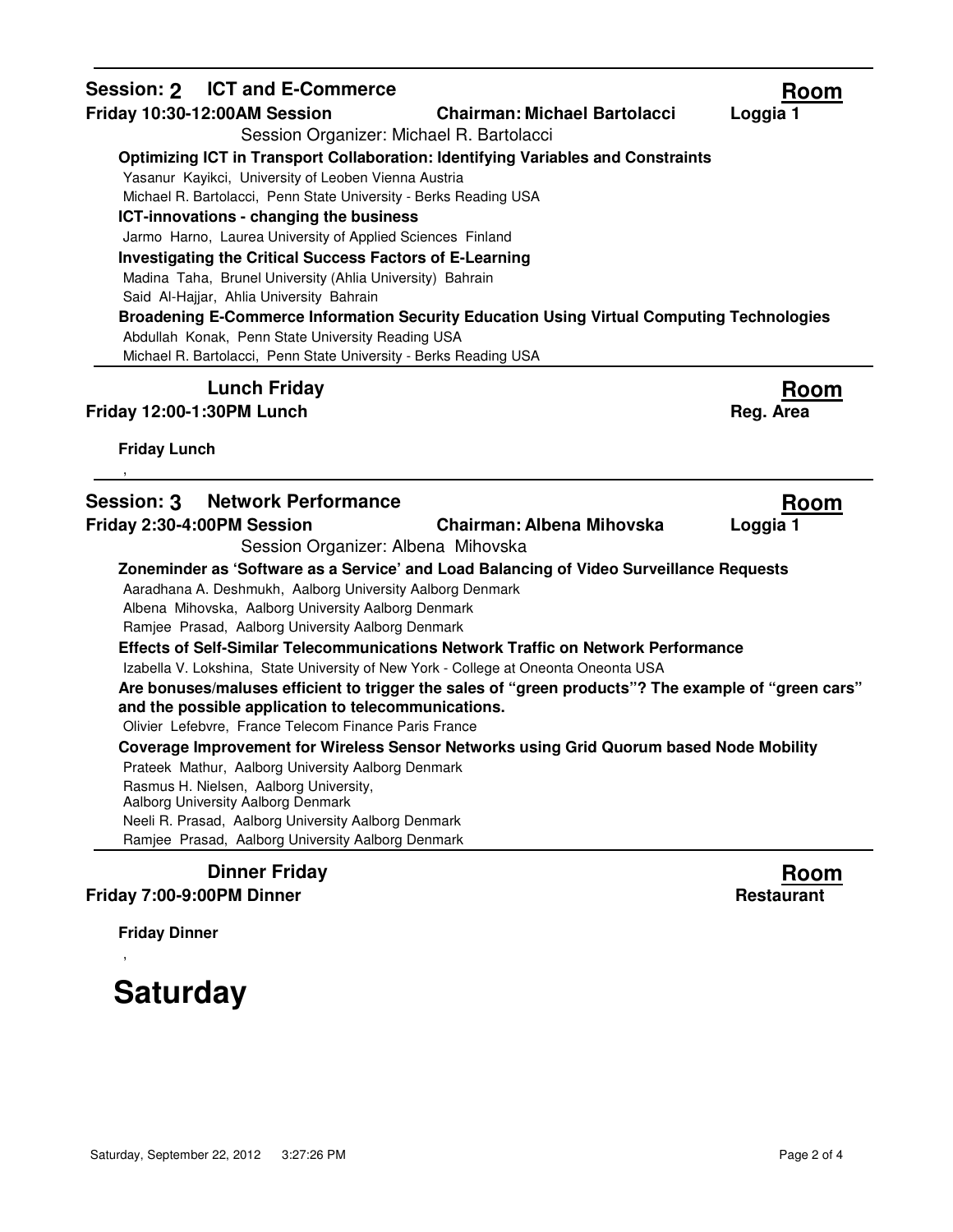## Session: 2 ICT and E-Commerce

**Friday 10:30-12:00AM Session** | **Chairman: Michael Bartolacci** | **Room** Loggia 1

Session Organizer: Michael R. Bartolacci

**Optimizing ICT in Transport Collaboration: Identifying Variables and Constraints**

Yasanur Kayikci, University of Leoben Vienna Austria
Michael R. Bartolacci, Penn State University - Berks Reading USA

**ICT-innovations - changing the business**

Jarmo Harno, Laurea University of Applied Sciences Finland

**Investigating the Critical Success Factors of E-Learning**

Madina Taha, Brunel University (Ahlia University) Bahrain
Said Al-Hajjar, Ahlia University Bahrain

**Broadening E-Commerce Information Security Education Using Virtual Computing Technologies**

Abdullah Konak, Penn State University Reading USA
Michael R. Bartolacci, Penn State University - Berks Reading USA

## Lunch Friday

**Friday 12:00-1:30PM Lunch** | **Room** Reg. Area

**Friday Lunch**

,

## Session: 3 Network Performance

**Friday 2:30-4:00PM Session** | **Chairman: Albena Mihovska** | **Room** Loggia 1

Session Organizer: Albena Mihovska

**Zoneminder as 'Software as a Service' and Load Balancing of Video Surveillance Requests**

Aaradhana A. Deshmukh, Aalborg University Aalborg Denmark
Albena Mihovska, Aalborg University Aalborg Denmark
Ramjee Prasad, Aalborg University Aalborg Denmark

**Effects of Self-Similar Telecommunications Network Traffic on Network Performance**

Izabella V. Lokshina, State University of New York - College at Oneonta Oneonta USA

**Are bonuses/maluses efficient to trigger the sales of "green products"? The example of "green cars" and the possible application to telecommunications.**

Olivier Lefebvre, France Telecom Finance Paris France

**Coverage Improvement for Wireless Sensor Networks using Grid Quorum based Node Mobility**

Prateek Mathur, Aalborg University Aalborg Denmark
Rasmus H. Nielsen, Aalborg University, Aalborg University Aalborg Denmark
Neeli R. Prasad, Aalborg University Aalborg Denmark
Ramjee Prasad, Aalborg University Aalborg Denmark

## Dinner Friday

**Friday 7:00-9:00PM Dinner** | **Room** Restaurant

**Friday Dinner**

,

# Saturday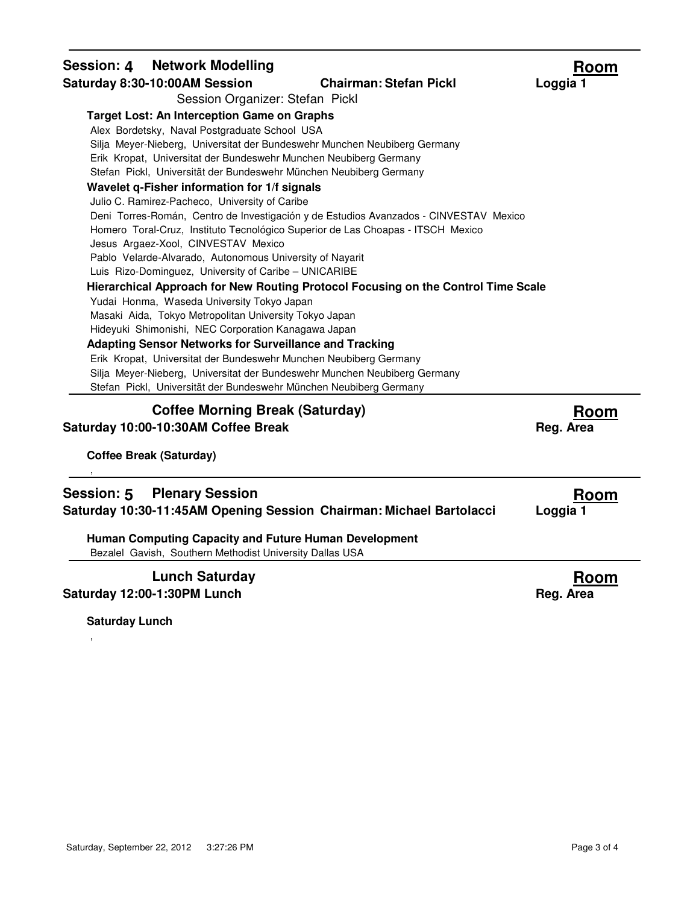## Session: 4 Network Modelling

**Saturday 8:30-10:00AM Session** **Chairman: Stefan Pickl**

**Room**
**Loggia 1**

Session Organizer: Stefan Pickl

**Target Lost: An Interception Game on Graphs**

Alex Bordetsky, Naval Postgraduate School USA
Silja Meyer-Nieberg, Universitat der Bundeswehr Munchen Neubiberg Germany
Erik Kropat, Universitat der Bundeswehr Munchen Neubiberg Germany
Stefan Pickl, Universität der Bundeswehr München Neubiberg Germany

**Wavelet q-Fisher information for 1/f signals**

Julio C. Ramirez-Pacheco, University of Caribe
Deni Torres-Román, Centro de Investigación y de Estudios Avanzados - CINVESTAV Mexico
Homero Toral-Cruz, Instituto Tecnológico Superior de Las Choapas - ITSCH Mexico
Jesus Argaez-Xool, CINVESTAV Mexico
Pablo Velarde-Alvarado, Autonomous University of Nayarit
Luis Rizo-Dominguez, University of Caribe – UNICARIBE

**Hierarchical Approach for New Routing Protocol Focusing on the Control Time Scale**

Yudai Honma, Waseda University Tokyo Japan
Masaki Aida, Tokyo Metropolitan University Tokyo Japan
Hideyuki Shimonishi, NEC Corporation Kanagawa Japan

**Adapting Sensor Networks for Surveillance and Tracking**

Erik Kropat, Universitat der Bundeswehr Munchen Neubiberg Germany
Silja Meyer-Nieberg, Universitat der Bundeswehr Munchen Neubiberg Germany
Stefan Pickl, Universität der Bundeswehr München Neubiberg Germany

---

## Coffee Morning Break (Saturday)

**Saturday 10:00-10:30AM Coffee Break**

**Room**
**Reg. Area**

**Coffee Break (Saturday)**

,

---

## Session: 5 Plenary Session

**Saturday 10:30-11:45AM Opening Session** **Chairman: Michael Bartolacci**

**Room**
**Loggia 1**

**Human Computing Capacity and Future Human Development**

Bezalel Gavish, Southern Methodist University Dallas USA

---

## Lunch Saturday

**Saturday 12:00-1:30PM Lunch**

**Room**
**Reg. Area**

**Saturday Lunch**

,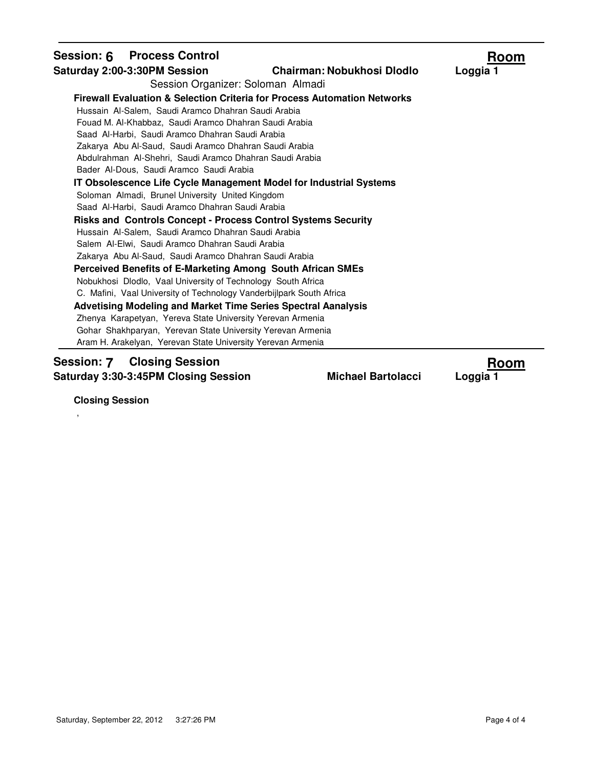## Session: 6 Process Control

**Saturday 2:00-3:30PM Session** **Chairman: Nobukhosi Dlodlo** **Room** **Loggia 1**

Session Organizer: Soloman Almadi

**Firewall Evaluation & Selection Criteria for Process Automation Networks**

Hussain Al-Salem, Saudi Aramco Dhahran Saudi Arabia
Fouad M. Al-Khabbaz, Saudi Aramco Dhahran Saudi Arabia
Saad Al-Harbi, Saudi Aramco Dhahran Saudi Arabia
Zakarya Abu Al-Saud, Saudi Aramco Dhahran Saudi Arabia
Abdulrahman Al-Shehri, Saudi Aramco Dhahran Saudi Arabia
Bader Al-Dous, Saudi Aramco Saudi Arabia

**IT Obsolescence Life Cycle Management Model for Industrial Systems**

Soloman Almadi, Brunel University United Kingdom
Saad Al-Harbi, Saudi Aramco Dhahran Saudi Arabia

**Risks and Controls Concept - Process Control Systems Security**

Hussain Al-Salem, Saudi Aramco Dhahran Saudi Arabia
Salem Al-Elwi, Saudi Aramco Dhahran Saudi Arabia
Zakarya Abu Al-Saud, Saudi Aramco Dhahran Saudi Arabia

**Perceived Benefits of E-Marketing Among South African SMEs**

Nobukhosi Dlodlo, Vaal University of Technology South Africa
C. Mafini, Vaal University of Technology Vanderbijlpark South Africa

**Advetising Modeling and Market Time Series Spectral Aanalysis**

Zhenya Karapetyan, Yereva State University Yerevan Armenia
Gohar Shakhparyan, Yerevan State University Yerevan Armenia
Aram H. Arakelyan, Yerevan State University Yerevan Armenia

## Session: 7 Closing Session

**Saturday 3:30-3:45PM Closing Session** **Michael Bartolacci** **Room** **Loggia 1**

**Closing Session**

,